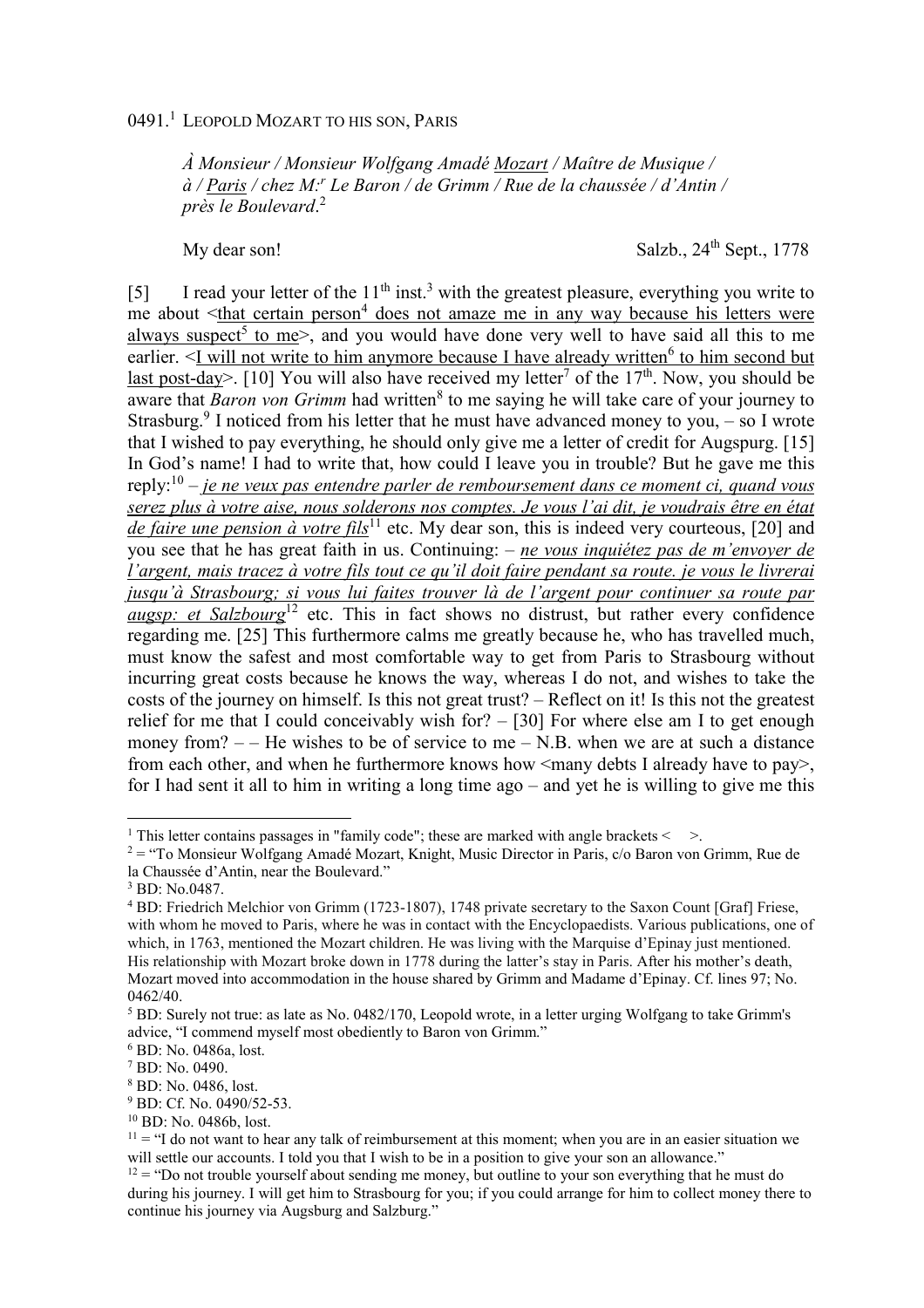0491.[1] LEOPOLD MOZART TO HIS SON, PARIS

*À Monsieur / Monsieur Wolfgang Amadé Mozart / Maître de Musique / à / Paris / chez M:r Le Baron / de Grimm / Rue de la chaussée / d'Antin / près le Boulevard*.[2]

My dear son! Salzb., 24th Sept., 1778

[5] I read your letter of the 11th inst.[3] with the greatest pleasure, everything you write to me about <that certain person[4] does not amaze me in any way because his letters were always suspect[5] to me>, and you would have done very well to have said all this to me earlier. <I will not write to him anymore because I have already written[6] to him second but last post-day>. [10] You will also have received my letter[7] of the 17th. Now, you should be aware that *Baron von Grimm* had written[8] to me saying he will take care of your journey to Strasburg.[9] I noticed from his letter that he must have advanced money to you, – so I wrote that I wished to pay everything, he should only give me a letter of credit for Augspurg. [15] In God's name! I had to write that, how could I leave you in trouble? But he gave me this reply:[10] – *je ne veux pas entendre parler de remboursement dans ce moment ci, quand vous serez plus à votre aise, nous solderons nos comptes. Je vous l'ai dit, je voudrais être en état de faire une pension à votre fils*[11] etc. My dear son, this is indeed very courteous, [20] and you see that he has great faith in us. Continuing: – *ne vous inquiétez pas de m'envoyer de l'argent, mais tracez à votre fils tout ce qu'il doit faire pendant sa route. je vous le livrerai jusqu'à Strasbourg; si vous lui faites trouver là de l'argent pour continuer sa route par augsp: et Salzbourg*[12] etc. This in fact shows no distrust, but rather every confidence regarding me. [25] This furthermore calms me greatly because he, who has travelled much, must know the safest and most comfortable way to get from Paris to Strasbourg without incurring great costs because he knows the way, whereas I do not, and wishes to take the costs of the journey on himself. Is this not great trust? – Reflect on it! Is this not the greatest relief for me that I could conceivably wish for? – [30] For where else am I to get enough money from? – – He wishes to be of service to me – N.B. when we are at such a distance from each other, and when he furthermore knows how <many debts I already have to pay>, for I had sent it all to him in writing a long time ago – and yet he is willing to give me this

---

[1] This letter contains passages in "family code"; these are marked with angle brackets < >.

[2] = "To Monsieur Wolfgang Amadé Mozart, Knight, Music Director in Paris, c/o Baron von Grimm, Rue de la Chaussée d'Antin, near the Boulevard."

[3] BD: No.0487.

[4] BD: Friedrich Melchior von Grimm (1723-1807), 1748 private secretary to the Saxon Count [Graf] Friese, with whom he moved to Paris, where he was in contact with the Encyclopaedists. Various publications, one of which, in 1763, mentioned the Mozart children. He was living with the Marquise d'Epinay just mentioned. His relationship with Mozart broke down in 1778 during the latter's stay in Paris. After his mother's death, Mozart moved into accommodation in the house shared by Grimm and Madame d'Epinay. Cf. lines 97; No. 0462/40.

[5] BD: Surely not true: as late as No. 0482/170, Leopold wrote, in a letter urging Wolfgang to take Grimm's advice, "I commend myself most obediently to Baron von Grimm."

[6] BD: No. 0486a, lost.

[7] BD: No. 0490.

[8] BD: No. 0486, lost.

[9] BD: Cf. No. 0490/52-53.

[10] BD: No. 0486b, lost.

[11] = "I do not want to hear any talk of reimbursement at this moment; when you are in an easier situation we will settle our accounts. I told you that I wish to be in a position to give your son an allowance."

[12] = "Do not trouble yourself about sending me money, but outline to your son everything that he must do during his journey. I will get him to Strasbourg for you; if you could arrange for him to collect money there to continue his journey via Augsburg and Salzburg."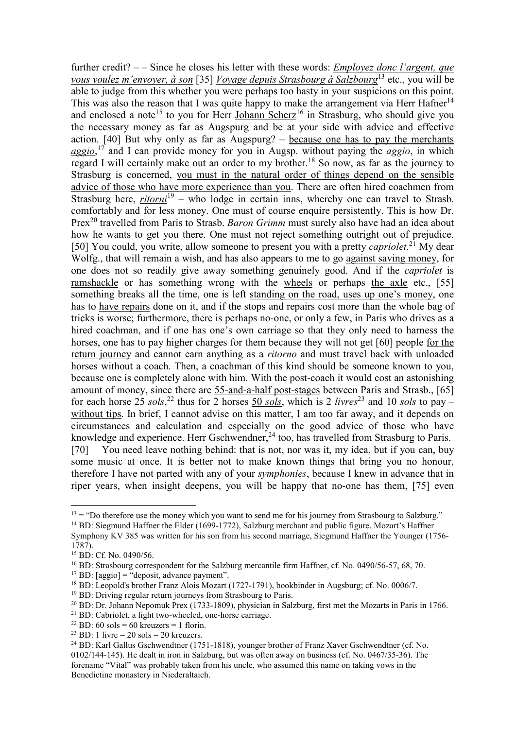further credit? – – Since he closes his letter with these words: *Employez donc l'argent, que vous voulez m'envoyer, à son* [35] *Voyage depuis Strasbourg à Salzbourg*[13] etc., you will be able to judge from this whether you were perhaps too hasty in your suspicions on this point. This was also the reason that I was quite happy to make the arrangement via Herr Hafner[14] and enclosed a note[15] to you for Herr Johann Scherz[16] in Strasburg, who should give you the necessary money as far as Augspurg and be at your side with advice and effective action. [40] But why only as far as Augspurg? – because one has to pay the merchants *aggio*,[17] and I can provide money for you in Augsp. without paying the *aggio*, in which regard I will certainly make out an order to my brother.[18] So now, as far as the journey to Strasburg is concerned, you must in the natural order of things depend on the sensible advice of those who have more experience than you. There are often hired coachmen from Strasburg here, *ritorni*[19] – who lodge in certain inns, whereby one can travel to Strasb. comfortably and for less money. One must of course enquire persistently. This is how Dr. Prex[20] travelled from Paris to Strasb. *Baron Grimm* must surely also have had an idea about how he wants to get you there. One must not reject something outright out of prejudice. [50] You could, you write, allow someone to present you with a pretty *capriolet.*[21] My dear Wolfg., that will remain a wish, and has also appears to me to go against saving money, for one does not so readily give away something genuinely good. And if the *capriolet* is ramshackle or has something wrong with the wheels or perhaps the axle etc., [55] something breaks all the time, one is left standing on the road, uses up one's money, one has to have repairs done on it, and if the stops and repairs cost more than the whole bag of tricks is worse; furthermore, there is perhaps no-one, or only a few, in Paris who drives as a hired coachman, and if one has one's own carriage so that they only need to harness the horses, one has to pay higher charges for them because they will not get [60] people for the return journey and cannot earn anything as a *ritorno* and must travel back with unloaded horses without a coach. Then, a coachman of this kind should be someone known to you, because one is completely alone with him. With the post-coach it would cost an astonishing amount of money, since there are 55-and-a-half post-stages between Paris and Strasb., [65] for each horse 25 *sols*,[22] thus for 2 horses 50 *sols*, which is 2 *livres*[23] and 10 *sols* to pay – without tips. In brief, I cannot advise on this matter, I am too far away, and it depends on circumstances and calculation and especially on the good advice of those who have knowledge and experience. Herr Gschwendner,[24] too, has travelled from Strasburg to Paris.

[70] You need leave nothing behind: that is not, nor was it, my idea, but if you can, buy some music at once. It is better not to make known things that bring you no honour, therefore I have not parted with any of your *symphonies*, because I knew in advance that in riper years, when insight deepens, you will be happy that no-one has them, [75] even

---

[13] = "Do therefore use the money which you want to send me for his journey from Strasbourg to Salzburg."

[14] BD: Siegmund Haffner the Elder (1699-1772), Salzburg merchant and public figure. Mozart's Haffner Symphony KV 385 was written for his son from his second marriage, Siegmund Haffner the Younger (1756-1787).

[15] BD: Cf. No. 0490/56.

[16] BD: Strasbourg correspondent for the Salzburg mercantile firm Haffner, cf. No. 0490/56-57, 68, 70.

[17] BD: [aggio] = "deposit, advance payment".

[18] BD: Leopold's brother Franz Alois Mozart (1727-1791), bookbinder in Augsburg; cf. No. 0006/7.

[19] BD: Driving regular return journeys from Strasbourg to Paris.

[20] BD: Dr. Johann Nepomuk Prex (1733-1809), physician in Salzburg, first met the Mozarts in Paris in 1766.

[21] BD: Cabriolet, a light two-wheeled, one-horse carriage.

[22] BD: 60 sols = 60 kreuzers = 1 florin.

[23] BD: 1 livre = 20 sols = 20 kreuzers.

[24] BD: Karl Gallus Gschwendtner (1751-1818), younger brother of Franz Xaver Gschwendtner (cf. No. 0102/144-145). He dealt in iron in Salzburg, but was often away on business (cf. No. 0467/35-36). The forename "Vital" was probably taken from his uncle, who assumed this name on taking vows in the Benedictine monastery in Niederaltaich.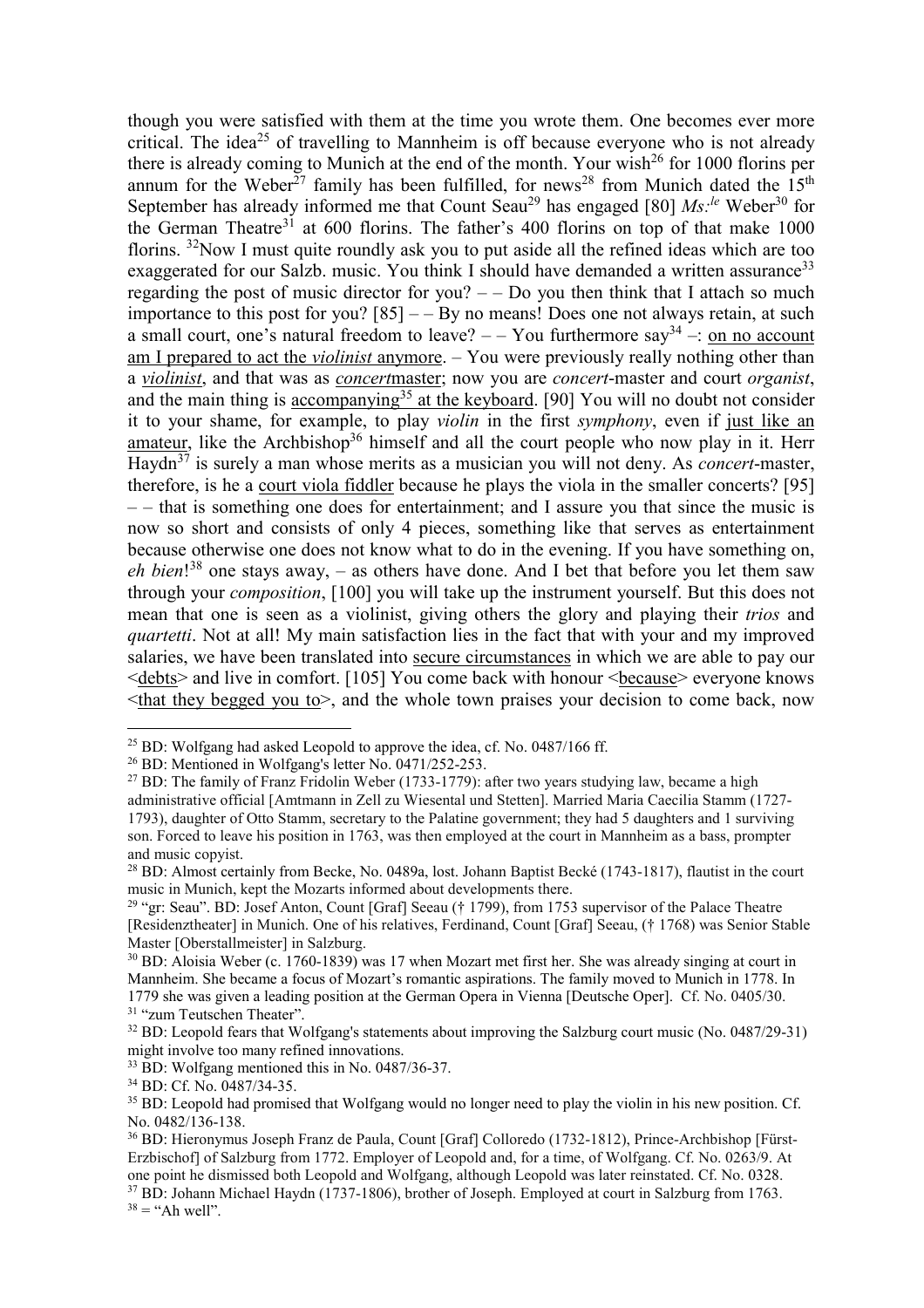though you were satisfied with them at the time you wrote them. One becomes ever more critical. The idea[25] of travelling to Mannheim is off because everyone who is not already there is already coming to Munich at the end of the month. Your wish[26] for 1000 florins per annum for the Weber[27] family has been fulfilled, for news[28] from Munich dated the 15th September has already informed me that Count Seau[29] has engaged [80] *Ms:le* Weber[30] for the German Theatre[31] at 600 florins. The father's 400 florins on top of that make 1000 florins. [32]Now I must quite roundly ask you to put aside all the refined ideas which are too exaggerated for our Salzb. music. You think I should have demanded a written assurance[33] regarding the post of music director for you? – – Do you then think that I attach so much importance to this post for you? [85] – – By no means! Does one not always retain, at such a small court, one's natural freedom to leave? – – You furthermore say[34] –: <u>on no account am I prepared to act the *violinist* anymore</u>. – You were previously really nothing other than a <u>*violinist*</u>, and that was as <u>*concert*master</u>; now you are *concert*-master and court *organist*, and the main thing is <u>accompanying[35] at the keyboard</u>. [90] You will no doubt not consider it to your shame, for example, to play *violin* in the first *symphony*, even if <u>just like an amateur</u>, like the Archbishop[36] himself and all the court people who now play in it. Herr Haydn[37] is surely a man whose merits as a musician you will not deny. As *concert*-master, therefore, is he a <u>court viola fiddler</u> because he plays the viola in the smaller concerts? [95] – – that is something one does for entertainment; and I assure you that since the music is now so short and consists of only 4 pieces, something like that serves as entertainment because otherwise one does not know what to do in the evening. If you have something on, *eh bien*![38] one stays away, – as others have done. And I bet that before you let them saw through your *composition*, [100] you will take up the instrument yourself. But this does not mean that one is seen as a violinist, giving others the glory and playing their *trios* and *quartetti*. Not at all! My main satisfaction lies in the fact that with your and my improved salaries, we have been translated into <u>secure circumstances</u> in which we are able to pay our <<u>debts</u>> and live in comfort. [105] You come back with honour <<u>because</u>> everyone knows <<u>that they begged you to</u>>, and the whole town praises your decision to come back, now

---

[25] BD: Wolfgang had asked Leopold to approve the idea, cf. No. 0487/166 ff.

[26] BD: Mentioned in Wolfgang's letter No. 0471/252-253.

[27] BD: The family of Franz Fridolin Weber (1733-1779): after two years studying law, became a high administrative official [Amtmann in Zell zu Wiesental und Stetten]. Married Maria Caecilia Stamm (1727-1793), daughter of Otto Stamm, secretary to the Palatine government; they had 5 daughters and 1 surviving son. Forced to leave his position in 1763, was then employed at the court in Mannheim as a bass, prompter and music copyist.

[28] BD: Almost certainly from Becke, No. 0489a, lost. Johann Baptist Becké (1743-1817), flautist in the court music in Munich, kept the Mozarts informed about developments there.

[29] "gr: Seau". BD: Josef Anton, Count [Graf] Seeau († 1799), from 1753 supervisor of the Palace Theatre [Residenztheater] in Munich. One of his relatives, Ferdinand, Count [Graf] Seeau, († 1768) was Senior Stable Master [Oberstallmeister] in Salzburg.

[30] BD: Aloisia Weber (c. 1760-1839) was 17 when Mozart met first her. She was already singing at court in Mannheim. She became a focus of Mozart's romantic aspirations. The family moved to Munich in 1778. In 1779 she was given a leading position at the German Opera in Vienna [Deutsche Oper]. Cf. No. 0405/30.

[31] "zum Teutschen Theater".

[32] BD: Leopold fears that Wolfgang's statements about improving the Salzburg court music (No. 0487/29-31) might involve too many refined innovations.

[33] BD: Wolfgang mentioned this in No. 0487/36-37.

[34] BD: Cf. No. 0487/34-35.

[35] BD: Leopold had promised that Wolfgang would no longer need to play the violin in his new position. Cf. No. 0482/136-138.

[36] BD: Hieronymus Joseph Franz de Paula, Count [Graf] Colloredo (1732-1812), Prince-Archbishop [Fürst-Erzbischof] of Salzburg from 1772. Employer of Leopold and, for a time, of Wolfgang. Cf. No. 0263/9. At one point he dismissed both Leopold and Wolfgang, although Leopold was later reinstated. Cf. No. 0328.

[37] BD: Johann Michael Haydn (1737-1806), brother of Joseph. Employed at court in Salzburg from 1763.

[38] = "Ah well".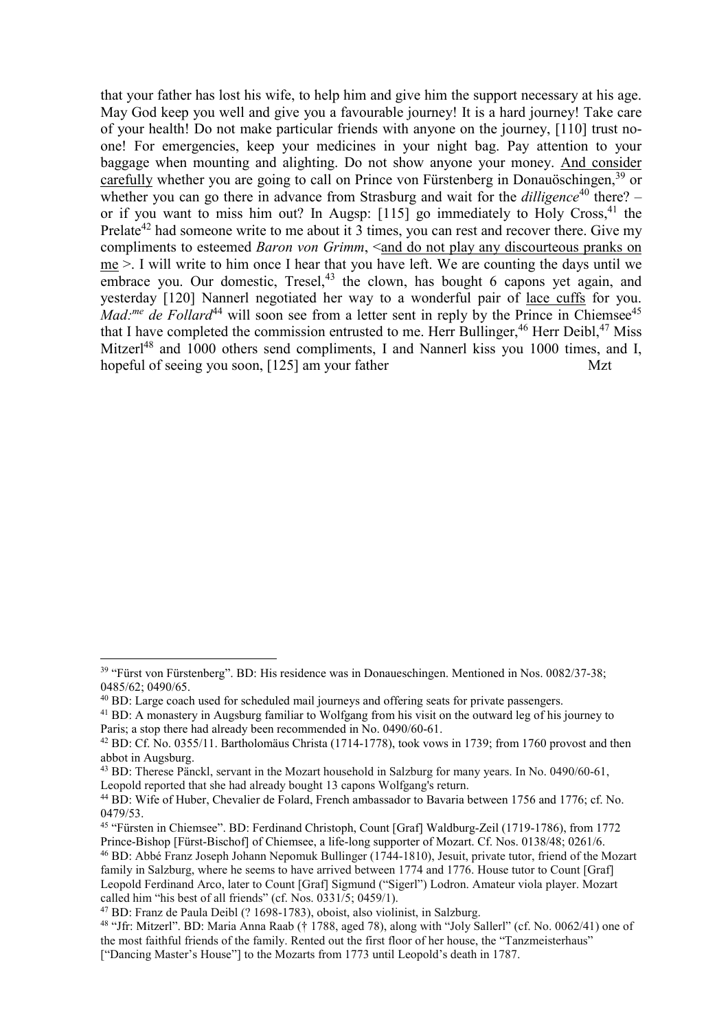that your father has lost his wife, to help him and give him the support necessary at his age. May God keep you well and give you a favourable journey! It is a hard journey! Take care of your health! Do not make particular friends with anyone on the journey, [110] trust no-one! For emergencies, keep your medicines in your night bag. Pay attention to your baggage when mounting and alighting. Do not show anyone your money. And consider carefully whether you are going to call on Prince von Fürstenberg in Donauöschingen,[39] or whether you can go there in advance from Strasburg and wait for the *dilligence*[40] there? – or if you want to miss him out? In Augsp: [115] go immediately to Holy Cross,[41] the Prelate[42] had someone write to me about it 3 times, you can rest and recover there. Give my compliments to esteemed *Baron von Grimm*, <and do not play any discourteous pranks on me >. I will write to him once I hear that you have left. We are counting the days until we embrace you. Our domestic, Tresel,[43] the clown, has bought 6 capons yet again, and yesterday [120] Nannerl negotiated her way to a wonderful pair of lace cuffs for you. *Mad:me de Follard*[44] will soon see from a letter sent in reply by the Prince in Chiemsee[45] that I have completed the commission entrusted to me. Herr Bullinger,[46] Herr Deibl,[47] Miss Mitzerl[48] and 1000 others send compliments, I and Nannerl kiss you 1000 times, and I, hopeful of seeing you soon, [125] am your father Mzt

---

[39] "Fürst von Fürstenberg". BD: His residence was in Donaueschingen. Mentioned in Nos. 0082/37-38; 0485/62; 0490/65.

[40] BD: Large coach used for scheduled mail journeys and offering seats for private passengers.

[41] BD: A monastery in Augsburg familiar to Wolfgang from his visit on the outward leg of his journey to Paris; a stop there had already been recommended in No. 0490/60-61.

[42] BD: Cf. No. 0355/11. Bartholomäus Christa (1714-1778), took vows in 1739; from 1760 provost and then abbot in Augsburg.

[43] BD: Therese Pänckl, servant in the Mozart household in Salzburg for many years. In No. 0490/60-61, Leopold reported that she had already bought 13 capons Wolfgang's return.

[44] BD: Wife of Huber, Chevalier de Folard, French ambassador to Bavaria between 1756 and 1776; cf. No. 0479/53.

[45] "Fürsten in Chiemsee". BD: Ferdinand Christoph, Count [Graf] Waldburg-Zeil (1719-1786), from 1772 Prince-Bishop [Fürst-Bischof] of Chiemsee, a life-long supporter of Mozart. Cf. Nos. 0138/48; 0261/6.

[46] BD: Abbé Franz Joseph Johann Nepomuk Bullinger (1744-1810), Jesuit, private tutor, friend of the Mozart family in Salzburg, where he seems to have arrived between 1774 and 1776. House tutor to Count [Graf] Leopold Ferdinand Arco, later to Count [Graf] Sigmund ("Sigerl") Lodron. Amateur viola player. Mozart called him "his best of all friends" (cf. Nos. 0331/5; 0459/1).

[47] BD: Franz de Paula Deibl (? 1698-1783), oboist, also violinist, in Salzburg.

[48] "Jfr: Mitzerl". BD: Maria Anna Raab († 1788, aged 78), along with "Joly Sallerl" (cf. No. 0062/41) one of the most faithful friends of the family. Rented out the first floor of her house, the "Tanzmeisterhaus" ["Dancing Master's House"] to the Mozarts from 1773 until Leopold's death in 1787.